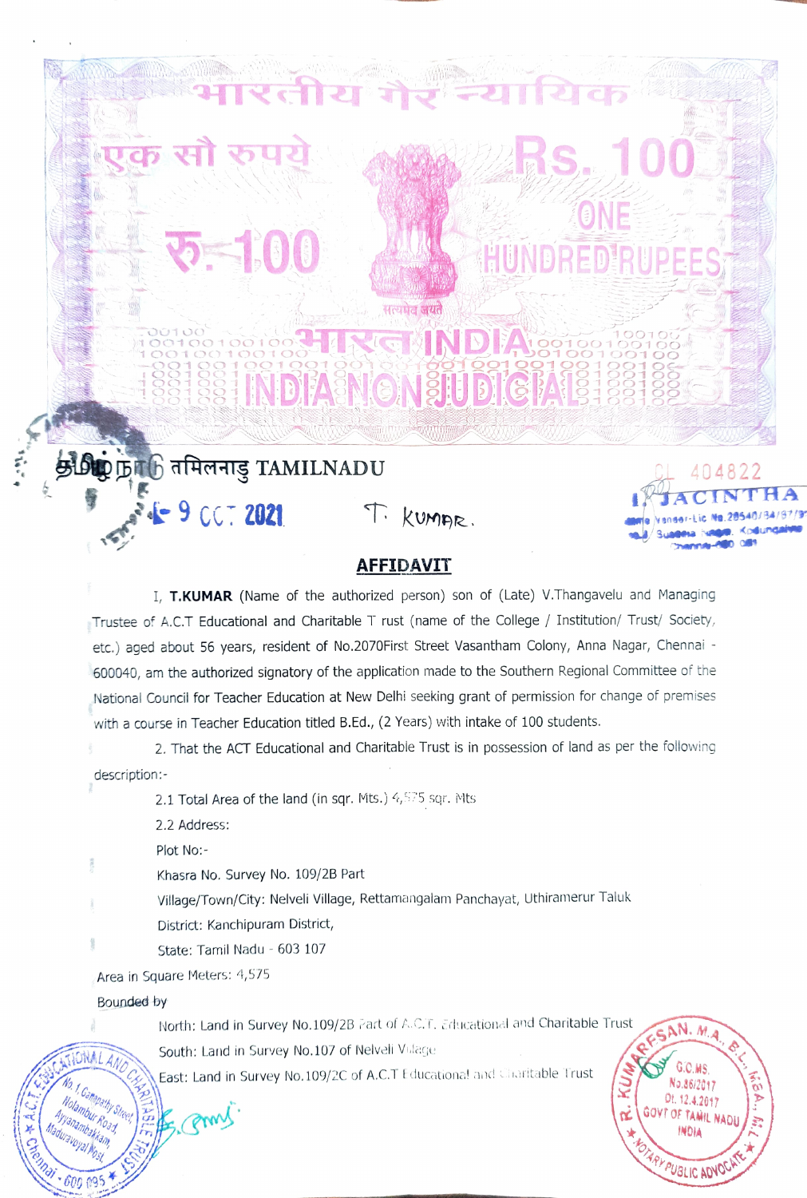भारतीय गैर न्यायिक

एक सौ रुपये

Rs. 100

रु. 100

ONE HUNDRED RUPEES

सत्यमेव जयते

भारत INDIA

INDIA NON JUDICIAL

தமிழ்நாடு तमिलनाडु TAMILNADU

CL 404822

9 OCT 2021

T. KUMAR.

J. JACINTHA

Vendor-Lic No.28540/34/87/97

Kodungaiyur Chennai-600 081

## AFFIDAVIT

I, **T.KUMAR** (Name of the authorized person) son of (Late) V.Thangavelu and Managing Trustee of A.C.T Educational and Charitable T rust (name of the College / Institution/ Trust/ Society, etc.) aged about 56 years, resident of No.2070First Street Vasantham Colony, Anna Nagar, Chennai - 600040, am the authorized signatory of the application made to the Southern Regional Committee of the National Council for Teacher Education at New Delhi seeking grant of permission for change of premises with a course in Teacher Education titled B.Ed., (2 Years) with intake of 100 students.

2. That the ACT Educational and Charitable Trust is in possession of land as per the following description:-

2.1 Total Area of the land (in sqr. Mts.) 4,575 sqr. Mts

2.2 Address:

Plot No:-

Khasra No. Survey No. 109/2B Part

Village/Town/City: Nelveli Village, Rettamangalam Panchayat, Uthiramerur Taluk

District: Kanchipuram District,

State: Tamil Nadu - 603 107

Area in Square Meters: 4,575

Bounded by

North: Land in Survey No.109/2B Part of A.C.T. Educational and Charitable Trust

South: Land in Survey No.107 of Nelveli Village

East: Land in Survey No.109/2C of A.C.T Educational and Charitable Trust

A.C.T. EDUCATIONAL AND CHARITABLE TRUST, No.1 Ganapathy Street, Nolambur Road, Ayyanambakkam, Maduravoyal Post, Chennai - 600 095

R. KUMARESAN, M.A., B.L., M.B.A., M.L., G.O.MS. No.86/2017 Dt. 12.4.2017 GOVT OF TAMIL NADU INDIA, NOTARY PUBLIC ADVOCATE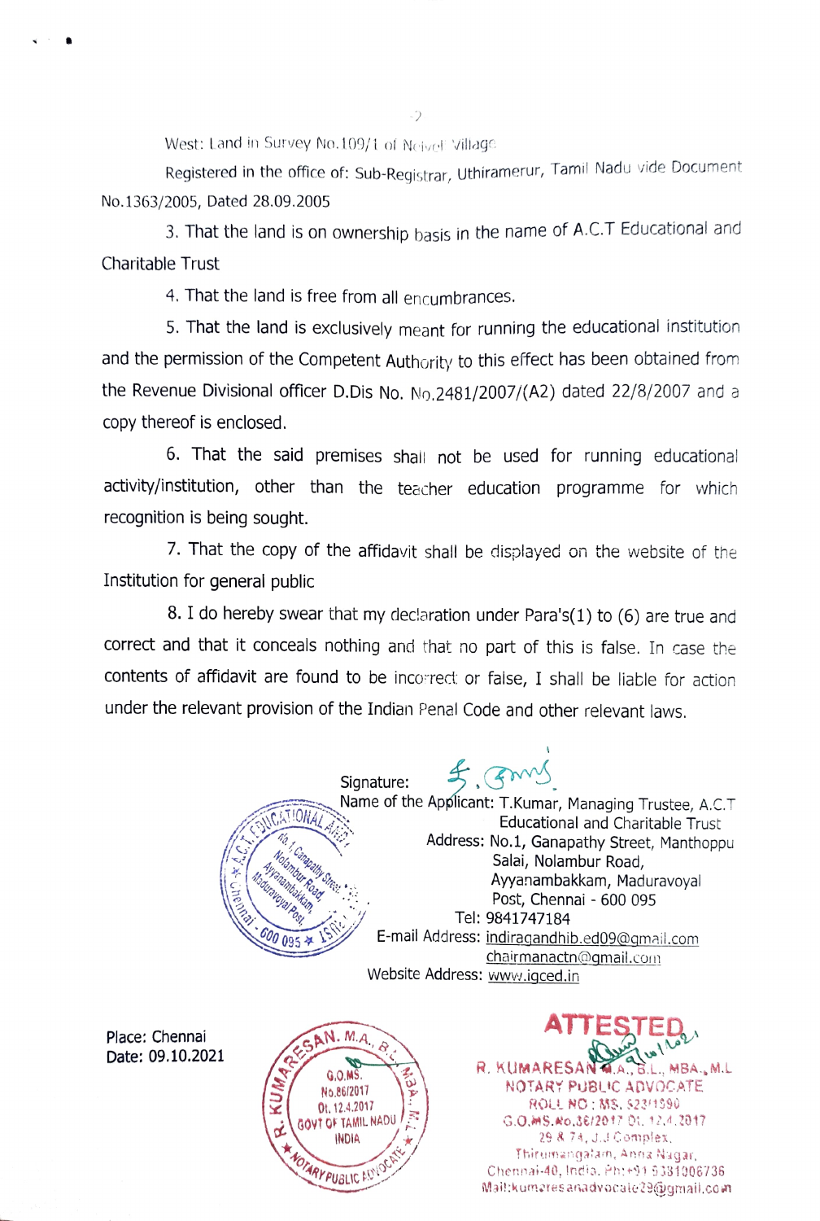West: Land in Survey No.109/1 of Neivel Village

Registered in the office of: Sub-Registrar, Uthiramerur, Tamil Nadu vide Document No.1363/2005, Dated 28.09.2005

3. That the land is on ownership basis in the name of A.C.T Educational and Charitable Trust

4. That the land is free from all encumbrances.

5. That the land is exclusively meant for running the educational institution and the permission of the Competent Authority to this effect has been obtained from the Revenue Divisional officer D.Dis No. No.2481/2007/(A2) dated 22/8/2007 and a copy thereof is enclosed.

6. That the said premises shall not be used for running educational activity/institution, other than the teacher education programme for which recognition is being sought.

7. That the copy of the affidavit shall be displayed on the website of the Institution for general public

8. I do hereby swear that my declaration under Para's(1) to (6) are true and correct and that it conceals nothing and that no part of this is false. In case the contents of affidavit are found to be incorrect or false, I shall be liable for action under the relevant provision of the Indian Penal Code and other relevant laws.

Signature:

Name of the Applicant: T.Kumar, Managing Trustee, A.C.T Educational and Charitable Trust

Address: No.1, Ganapathy Street, Manthoppu Salai, Nolambur Road, Ayyanambakkam, Maduravoyal Post, Chennai - 600 095

Tel: 9841747184

E-mail Address: indiragandhib.ed09@gmail.com chairmanactn@gmail.com

Website Address: www.igced.in

Place: Chennai

Date: 09.10.2021

ATTESTED

R. KUMARESAN M.A., B.L., MBA., M.L

NOTARY PUBLIC ADVOCATE

ROLL NO : MS. 523/1990

G.O.MS.No.86/2017 Dt. 12.4.2017

29 & 74, J.J Complex,

Thirumangalam, Anna Nagar,

Chennai-40, India. Ph:+91 9381006736

Mail:kumaresanadvocate29@gmail.com